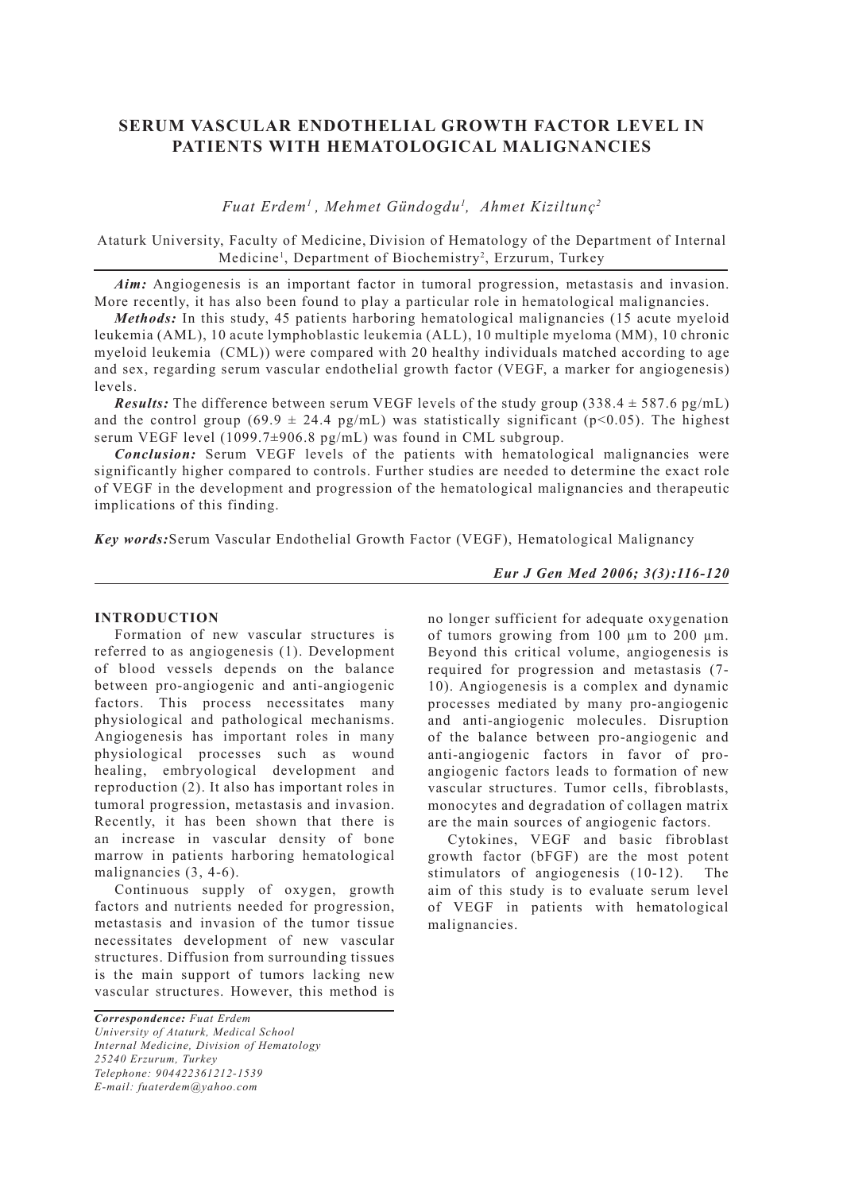# SERUM VASCULAR ENDOTHELIAL GROWTH FACTOR LEVEL IN PATIENTS WITH HEMATOLOGICAL MALIGNANCIES

*Fuat Erdem[1], Mehmet Gündogdu[1], Ahmet Kiziltunç[2]*

Ataturk University, Faculty of Medicine, Division of Hematology of the Department of Internal Medicine[1], Department of Biochemistry[2], Erzurum, Turkey

***Aim:*** Angiogenesis is an important factor in tumoral progression, metastasis and invasion. More recently, it has also been found to play a particular role in hematological malignancies.

***Methods:*** In this study, 45 patients harboring hematological malignancies (15 acute myeloid leukemia (AML), 10 acute lymphoblastic leukemia (ALL), 10 multiple myeloma (MM), 10 chronic myeloid leukemia (CML)) were compared with 20 healthy individuals matched according to age and sex, regarding serum vascular endothelial growth factor (VEGF, a marker for angiogenesis) levels.

***Results:*** The difference between serum VEGF levels of the study group ($338.4 \pm 587.6$ pg/mL) and the control group ($69.9 \pm 24.4$ pg/mL) was statistically significant ($p<0.05$). The highest serum VEGF level ($1099.7 \pm 906.8$ pg/mL) was found in CML subgroup.

***Conclusion:*** Serum VEGF levels of the patients with hematological malignancies were significantly higher compared to controls. Further studies are needed to determine the exact role of VEGF in the development and progression of the hematological malignancies and therapeutic implications of this finding.

***Key words:*** Serum Vascular Endothelial Growth Factor (VEGF), Hematological Malignancy

## INTRODUCTION

Formation of new vascular structures is referred to as angiogenesis (1). Development of blood vessels depends on the balance between pro-angiogenic and anti-angiogenic factors. This process necessitates many physiological and pathological mechanisms. Angiogenesis has important roles in many physiological processes such as wound healing, embryological development and reproduction (2). It also has important roles in tumoral progression, metastasis and invasion. Recently, it has been shown that there is an increase in vascular density of bone marrow in patients harboring hematological malignancies (3, 4-6).

Continuous supply of oxygen, growth factors and nutrients needed for progression, metastasis and invasion of the tumor tissue necessitates development of new vascular structures. Diffusion from surrounding tissues is the main support of tumors lacking new vascular structures. However, this method is no longer sufficient for adequate oxygenation of tumors growing from 100 µm to 200 µm. Beyond this critical volume, angiogenesis is required for progression and metastasis (7-10). Angiogenesis is a complex and dynamic processes mediated by many pro-angiogenic and anti-angiogenic molecules. Disruption of the balance between pro-angiogenic and anti-angiogenic factors in favor of pro-angiogenic factors leads to formation of new vascular structures. Tumor cells, fibroblasts, monocytes and degradation of collagen matrix are the main sources of angiogenic factors.

Cytokines, VEGF and basic fibroblast growth factor (bFGF) are the most potent stimulators of angiogenesis (10-12). The aim of this study is to evaluate serum level of VEGF in patients with hematological malignancies.

*Correspondence: Fuat Erdem*
*University of Ataturk, Medical School*
*Internal Medicine, Division of Hematology*
*25240 Erzurum, Turkey*
*Telephone: 904422361212-1539*
*E-mail: fuaterdem@yahoo.com*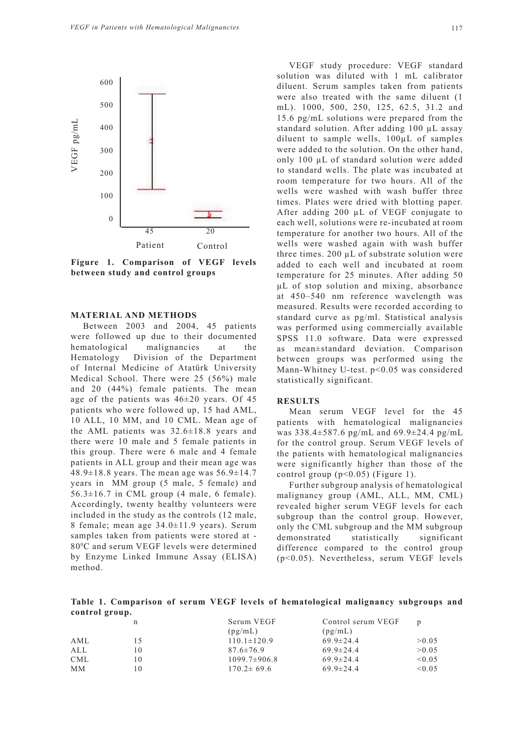Figure 1. Comparison of VEGF levels between study and control groups

## MATERIAL AND METHODS

Between 2003 and 2004, 45 patients were followed up due to their documented hematological malignancies at the Hematology Division of the Department of Internal Medicine of Atatürk University Medical School. There were 25 (56%) male and 20 (44%) female patients. The mean age of the patients was 46±20 years. Of 45 patients who were followed up, 15 had AML, 10 ALL, 10 MM, and 10 CML. Mean age of the AML patients was 32.6±18.8 years and there were 10 male and 5 female patients in this group. There were 6 male and 4 female patients in ALL group and their mean age was 48.9±18.8 years. The mean age was 56.9±14.7 years in MM group (5 male, 5 female) and 56.3±16.7 in CML group (4 male, 6 female). Accordingly, twenty healthy volunteers were included in the study as the controls (12 male, 8 female; mean age 34.0±11.9 years). Serum samples taken from patients were stored at -80$^0$C and serum VEGF levels were determined by Enzyme Linked Immune Assay (ELISA) method.

VEGF study procedure: VEGF standard solution was diluted with 1 mL calibrator diluent. Serum samples taken from patients were also treated with the same diluent (1 mL). 1000, 500, 250, 125, 62.5, 31.2 and 15.6 pg/mL solutions were prepared from the standard solution. After adding 100 µL assay diluent to sample wells, 100µL of samples were added to the solution. On the other hand, only 100 µL of standard solution were added to standard wells. The plate was incubated at room temperature for two hours. All of the wells were washed with wash buffer three times. Plates were dried with blotting paper. After adding 200 µL of VEGF conjugate to each well, solutions were re-incubated at room temperature for another two hours. All of the wells were washed again with wash buffer three times. 200 µL of substrate solution were added to each well and incubated at room temperature for 25 minutes. After adding 50 µL of stop solution and mixing, absorbance at 450–540 nm reference wavelength was measured. Results were recorded according to standard curve as pg/ml. Statistical analysis was performed using commercially available SPSS 11.0 software. Data were expressed as mean±standard deviation. Comparison between groups was performed using the Mann-Whitney U-test. $p<0.05$ was considered statistically significant.

## RESULTS

Mean serum VEGF level for the 45 patients with hematological malignancies was 338.4±587.6 pg/mL and 69.9±24.4 pg/mL for the control group. Serum VEGF levels of the patients with hematological malignancies were significantly higher than those of the control group ($p<0.05$) (Figure 1).

Further subgroup analysis of hematological malignancy group (AML, ALL, MM, CML) revealed higher serum VEGF levels for each subgroup than the control group. However, only the CML subgroup and the MM subgroup demonstrated statistically significant difference compared to the control group ($p<0.05$). Nevertheless, serum VEGF levels

**Table 1. Comparison of serum VEGF levels of hematological malignancy subgroups and control group.**

| | n | Serum VEGF (pg/mL) | Control serum VEGF (pg/mL) | p |
|---|---|---|---|---|
| AML | 15 | 110.1±120.9 | 69.9±24.4 | >0.05 |
| ALL | 10 | 87.6±76.9 | 69.9±24.4 | >0.05 |
| CML | 10 | 1099.7±906.8 | 69.9±24.4 | <0.05 |
| MM | 10 | 170.2± 69.6 | 69.9±24.4 | <0.05 |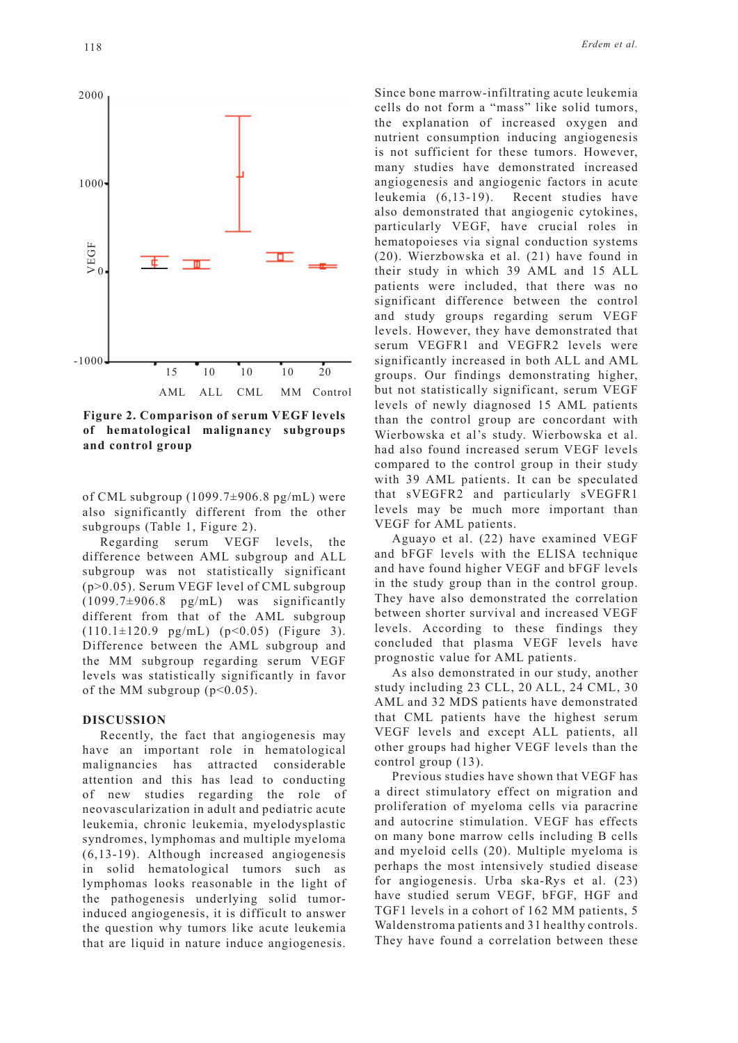**Figure 2. Comparison of serum VEGF levels of hematological malignancy subgroups and control group**

of CML subgroup (1099.7±906.8 pg/mL) were also significantly different from the other subgroups (Table 1, Figure 2).

Regarding serum VEGF levels, the difference between AML subgroup and ALL subgroup was not statistically significant ($p>0.05$). Serum VEGF level of CML subgroup (1099.7±906.8 pg/mL) was significantly different from that of the AML subgroup (110.1±120.9 pg/mL) ($p<0.05$) (Figure 3). Difference between the AML subgroup and the MM subgroup regarding serum VEGF levels was statistically significantly in favor of the MM subgroup ($p<0.05$).

## DISCUSSION

Recently, the fact that angiogenesis may have an important role in hematological malignancies has attracted considerable attention and this has lead to conducting of new studies regarding the role of neovascularization in adult and pediatric acute leukemia, chronic leukemia, myelodysplastic syndromes, lymphomas and multiple myeloma (6,13-19). Although increased angiogenesis in solid hematological tumors such as lymphomas looks reasonable in the light of the pathogenesis underlying solid tumor-induced angiogenesis, it is difficult to answer the question why tumors like acute leukemia that are liquid in nature induce angiogenesis. Since bone marrow-infiltrating acute leukemia cells do not form a "mass" like solid tumors, the explanation of increased oxygen and nutrient consumption inducing angiogenesis is not sufficient for these tumors. However, many studies have demonstrated increased angiogenesis and angiogenic factors in acute leukemia (6,13-19). Recent studies have also demonstrated that angiogenic cytokines, particularly VEGF, have crucial roles in hematopoieses via signal conduction systems (20). Wierzbowska et al. (21) have found in their study in which 39 AML and 15 ALL patients were included, that there was no significant difference between the control and study groups regarding serum VEGF levels. However, they have demonstrated that serum VEGFR1 and VEGFR2 levels were significantly increased in both ALL and AML groups. Our findings demonstrating higher, but not statistically significant, serum VEGF levels of newly diagnosed 15 AML patients than the control group are concordant with Wierbowska et al's study. Wierbowska et al. had also found increased serum VEGF levels compared to the control group in their study with 39 AML patients. It can be speculated that sVEGFR2 and particularly sVEGFR1 levels may be much more important than VEGF for AML patients.

Aguayo et al. (22) have examined VEGF and bFGF levels with the ELISA technique and have found higher VEGF and bFGF levels in the study group than in the control group. They have also demonstrated the correlation between shorter survival and increased VEGF levels. According to these findings they concluded that plasma VEGF levels have prognostic value for AML patients.

As also demonstrated in our study, another study including 23 CLL, 20 ALL, 24 CML, 30 AML and 32 MDS patients have demonstrated that CML patients have the highest serum VEGF levels and except ALL patients, all other groups had higher VEGF levels than the control group (13).

Previous studies have shown that VEGF has a direct stimulatory effect on migration and proliferation of myeloma cells via paracrine and autocrine stimulation. VEGF has effects on many bone marrow cells including B cells and myeloid cells (20). Multiple myeloma is perhaps the most intensively studied disease for angiogenesis. Urba ska-Rys et al. (23) have studied serum VEGF, bFGF, HGF and TGF1 levels in a cohort of 162 MM patients, 5 Waldenstroma patients and 31 healthy controls. They have found a correlation between these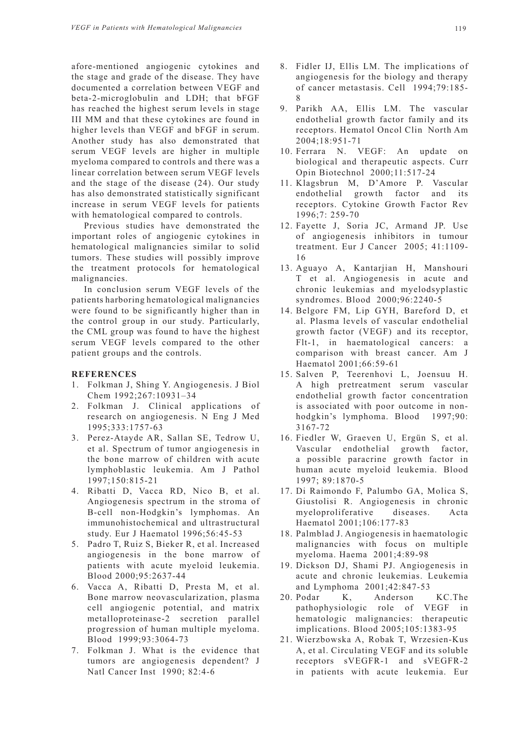afore-mentioned angiogenic cytokines and the stage and grade of the disease. They have documented a correlation between VEGF and beta-2-microglobulin and LDH; that bFGF has reached the highest serum levels in stage III MM and that these cytokines are found in higher levels than VEGF and bFGF in serum. Another study has also demonstrated that serum VEGF levels are higher in multiple myeloma compared to controls and there was a linear correlation between serum VEGF levels and the stage of the disease (24). Our study has also demonstrated statistically significant increase in serum VEGF levels for patients with hematological compared to controls.

Previous studies have demonstrated the important roles of angiogenic cytokines in hematological malignancies similar to solid tumors. These studies will possibly improve the treatment protocols for hematological malignancies.

In conclusion serum VEGF levels of the patients harboring hematological malignancies were found to be significantly higher than in the control group in our study. Particularly, the CML group was found to have the highest serum VEGF levels compared to the other patient groups and the controls.

## REFERENCES

1. Folkman J, Shing Y. Angiogenesis. J Biol Chem 1992;267:10931–34
2. Folkman J. Clinical applications of research on angiogenesis. N Eng J Med 1995;333:1757-63
3. Perez-Atayde AR, Sallan SE, Tedrow U, et al. Spectrum of tumor angiogenesis in the bone marrow of children with acute lymphoblastic leukemia. Am J Pathol 1997;150:815-21
4. Ribatti D, Vacca RD, Nico B, et al. Angiogenesis spectrum in the stroma of B-cell non-Hodgkin's lymphomas. An immunohistochemical and ultrastructural study. Eur J Haematol 1996;56:45-53
5. Padro T, Ruiz S, Bieker R, et al. Increased angiogenesis in the bone marrow of patients with acute myeloid leukemia. Blood 2000;95:2637-44
6. Vacca A, Ribatti D, Presta M, et al. Bone marrow neovascularization, plasma cell angiogenic potential, and matrix metalloproteinase-2 secretion parallel progression of human multiple myeloma. Blood 1999;93:3064-73
7. Folkman J. What is the evidence that tumors are angiogenesis dependent? J Natl Cancer Inst 1990; 82:4-6
8. Fidler IJ, Ellis LM. The implications of angiogenesis for the biology and therapy of cancer metastasis. Cell 1994;79:185-8
9. Parikh AA, Ellis LM. The vascular endothelial growth factor family and its receptors. Hematol Oncol Clin North Am 2004;18:951-71
10. Ferrara N. VEGF: An update on biological and therapeutic aspects. Curr Opin Biotechnol 2000;11:517-24
11. Klagsbrun M, D'Amore P. Vascular endothelial growth factor and its receptors. Cytokine Growth Factor Rev 1996;7: 259-70
12. Fayette J, Soria JC, Armand JP. Use of angiogenesis inhibitors in tumour treatment. Eur J Cancer 2005; 41:1109-16
13. Aguayo A, Kantarjian H, Manshouri T et al. Angiogenesis in acute and chronic leukemias and myelodsyplastic syndromes. Blood 2000;96:2240-5
14. Belgore FM, Lip GYH, Bareford D, et al. Plasma levels of vascular endothelial growth factor (VEGF) and its receptor, Flt-1, in haematological cancers: a comparison with breast cancer. Am J Haematol 2001;66:59-61
15. Salven P, Teerenhovi L, Joensuu H. A high pretreatment serum vascular endothelial growth factor concentration is associated with poor outcome in non-hodgkin's lymphoma. Blood 1997;90: 3167-72
16. Fiedler W, Graeven U, Ergün S, et al. Vascular endothelial growth factor, a possible paracrine growth factor in human acute myeloid leukemia. Blood 1997; 89:1870-5
17. Di Raimondo F, Palumbo GA, Molica S, Giustolisi R. Angiogenesis in chronic myeloproliferative diseases. Acta Haematol 2001;106:177-83
18. Palmblad J. Angiogenesis in haematologic malignancies with focus on multiple myeloma. Haema 2001;4:89-98
19. Dickson DJ, Shami PJ. Angiogenesis in acute and chronic leukemias. Leukemia and Lymphoma 2001;42:847-53
20. Podar K, Anderson KC.The pathophysiologic role of VEGF in hematologic malignancies: therapeutic implications. Blood 2005;105:1383-95
21. Wierzbowska A, Robak T, Wrzesien-Kus A, et al. Circulating VEGF and its soluble receptors sVEGFR-1 and sVEGFR-2 in patients with acute leukemia. Eur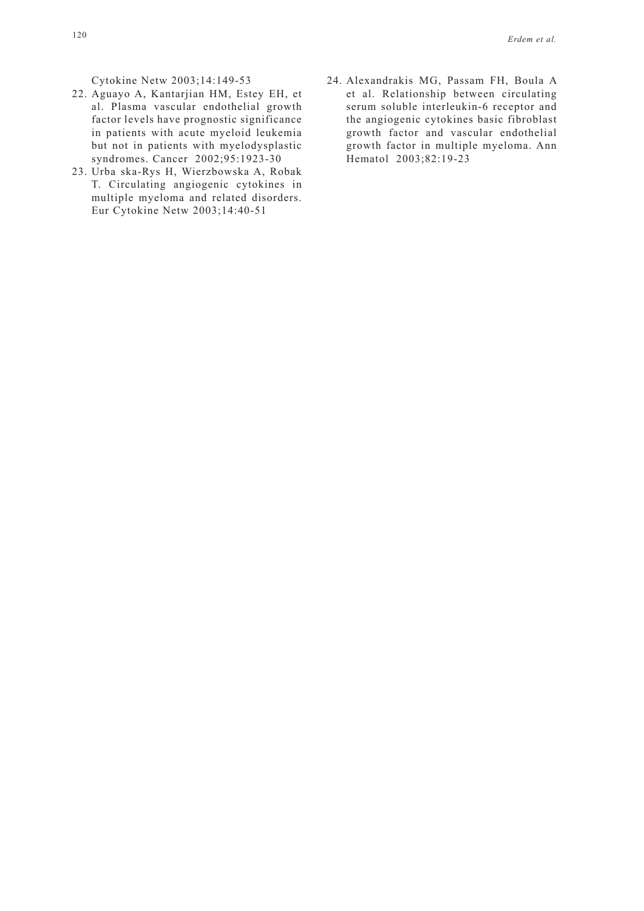Cytokine Netw 2003;14:149-53

22. Aguayo A, Kantarjian HM, Estey EH, et al. Plasma vascular endothelial growth factor levels have prognostic significance in patients with acute myeloid leukemia but not in patients with myelodysplastic syndromes. Cancer 2002;95:1923-30
23. Urba ska-Rys H, Wierzbowska A, Robak T. Circulating angiogenic cytokines in multiple myeloma and related disorders. Eur Cytokine Netw 2003;14:40-51
24. Alexandrakis MG, Passam FH, Boula A et al. Relationship between circulating serum soluble interleukin-6 receptor and the angiogenic cytokines basic fibroblast growth factor and vascular endothelial growth factor in multiple myeloma. Ann Hematol 2003;82:19-23